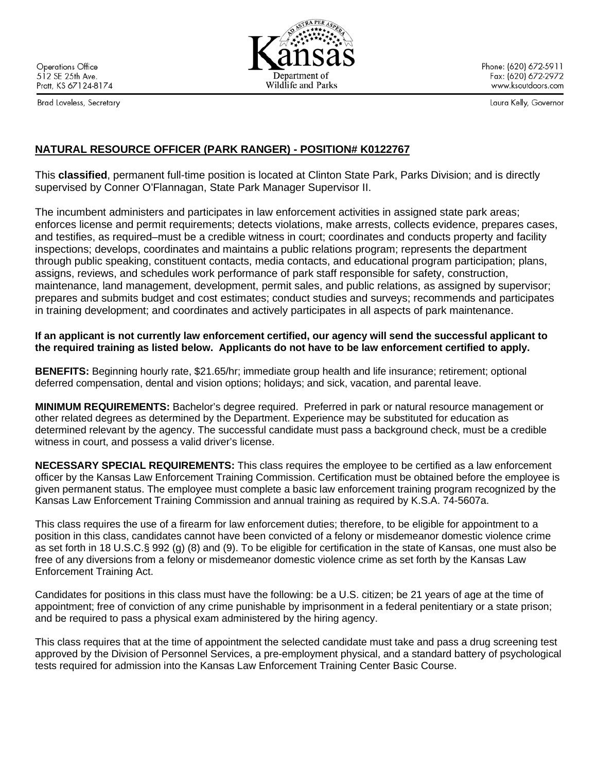Operations Office
512 SE 25th Ave.
Pratt, KS 67124-8174

Brad Loveless, Secretary

Kansas Department of Wildlife and Parks

Phone: (620) 672-5911
Fax: (620) 672-2972
www.ksoutdoors.com

Laura Kelly, Governor

## NATURAL RESOURCE OFFICER (PARK RANGER) - POSITION# K0122767

This **classified**, permanent full-time position is located at Clinton State Park, Parks Division; and is directly supervised by Conner O'Flannagan, State Park Manager Supervisor II.

The incumbent administers and participates in law enforcement activities in assigned state park areas; enforces license and permit requirements; detects violations, make arrests, collects evidence, prepares cases, and testifies, as required–must be a credible witness in court; coordinates and conducts property and facility inspections; develops, coordinates and maintains a public relations program; represents the department through public speaking, constituent contacts, media contacts, and educational program participation; plans, assigns, reviews, and schedules work performance of park staff responsible for safety, construction, maintenance, land management, development, permit sales, and public relations, as assigned by supervisor; prepares and submits budget and cost estimates; conduct studies and surveys; recommends and participates in training development; and coordinates and actively participates in all aspects of park maintenance.

**If an applicant is not currently law enforcement certified, our agency will send the successful applicant to the required training as listed below. Applicants do not have to be law enforcement certified to apply.**

**BENEFITS:** Beginning hourly rate, $21.65/hr; immediate group health and life insurance; retirement; optional deferred compensation, dental and vision options; holidays; and sick, vacation, and parental leave.

**MINIMUM REQUIREMENTS:** Bachelor's degree required. Preferred in park or natural resource management or other related degrees as determined by the Department. Experience may be substituted for education as determined relevant by the agency. The successful candidate must pass a background check, must be a credible witness in court, and possess a valid driver's license.

**NECESSARY SPECIAL REQUIREMENTS:** This class requires the employee to be certified as a law enforcement officer by the Kansas Law Enforcement Training Commission. Certification must be obtained before the employee is given permanent status. The employee must complete a basic law enforcement training program recognized by the Kansas Law Enforcement Training Commission and annual training as required by K.S.A. 74-5607a.

This class requires the use of a firearm for law enforcement duties; therefore, to be eligible for appointment to a position in this class, candidates cannot have been convicted of a felony or misdemeanor domestic violence crime as set forth in 18 U.S.C.§ 992 (g) (8) and (9). To be eligible for certification in the state of Kansas, one must also be free of any diversions from a felony or misdemeanor domestic violence crime as set forth by the Kansas Law Enforcement Training Act.

Candidates for positions in this class must have the following: be a U.S. citizen; be 21 years of age at the time of appointment; free of conviction of any crime punishable by imprisonment in a federal penitentiary or a state prison; and be required to pass a physical exam administered by the hiring agency.

This class requires that at the time of appointment the selected candidate must take and pass a drug screening test approved by the Division of Personnel Services, a pre-employment physical, and a standard battery of psychological tests required for admission into the Kansas Law Enforcement Training Center Basic Course.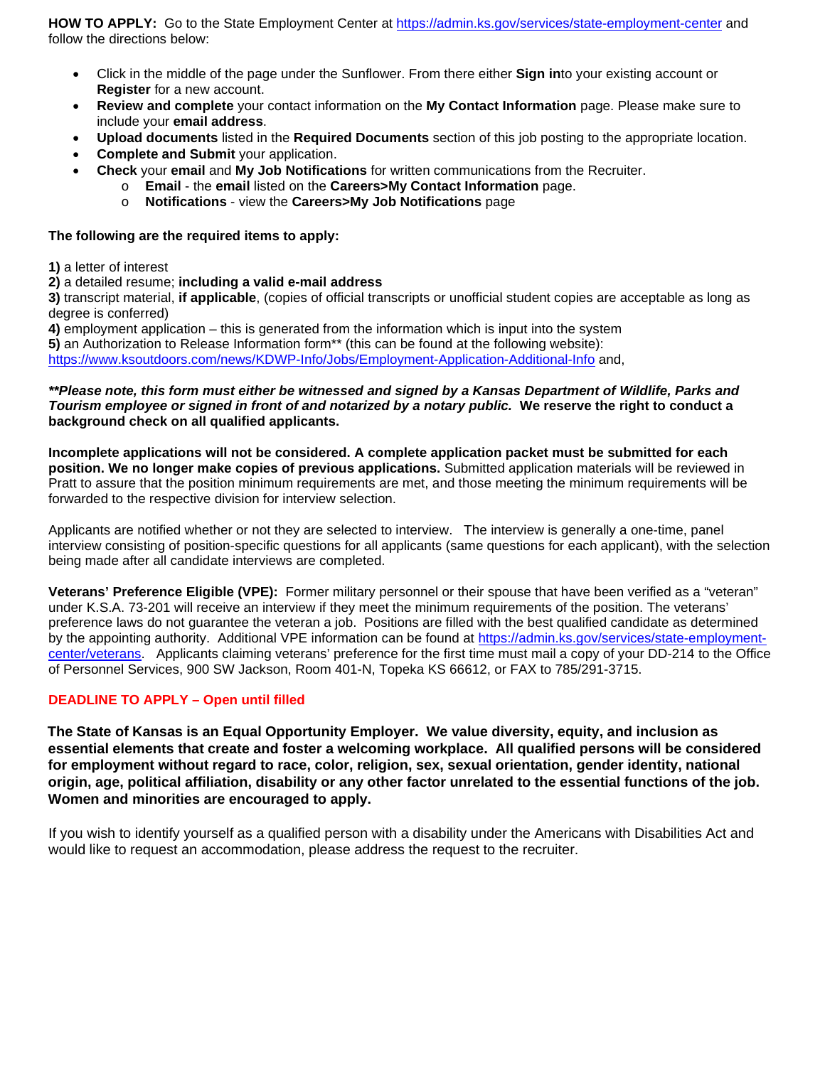**HOW TO APPLY:** Go to the State Employment Center at https://admin.ks.gov/services/state-employment-center and follow the directions below:

- Click in the middle of the page under the Sunflower. From there either **Sign in**to your existing account or **Register** for a new account.
- **Review and complete** your contact information on the **My Contact Information** page. Please make sure to include your **email address**.
- **Upload documents** listed in the **Required Documents** section of this job posting to the appropriate location.
- **Complete and Submit** your application.
- **Check** your **email** and **My Job Notifications** for written communications from the Recruiter.
  - **Email** - the **email** listed on the **Careers>My Contact Information** page.
  - **Notifications** - view the **Careers>My Job Notifications** page

**The following are the required items to apply:**

**1)** a letter of interest
**2)** a detailed resume; **including a valid e-mail address**
**3)** transcript material, **if applicable**, (copies of official transcripts or unofficial student copies are acceptable as long as degree is conferred)
**4)** employment application – this is generated from the information which is input into the system
**5)** an Authorization to Release Information form** (this can be found at the following website): https://www.ksoutdoors.com/news/KDWP-Info/Jobs/Employment-Application-Additional-Info and,

***\*\*Please note, this form must either be witnessed and signed by a Kansas Department of Wildlife, Parks and Tourism employee or signed in front of and notarized by a notary public.* We reserve the right to conduct a background check on all qualified applicants.**

**Incomplete applications will not be considered. A complete application packet must be submitted for each position. We no longer make copies of previous applications.** Submitted application materials will be reviewed in Pratt to assure that the position minimum requirements are met, and those meeting the minimum requirements will be forwarded to the respective division for interview selection.

Applicants are notified whether or not they are selected to interview. The interview is generally a one-time, panel interview consisting of position-specific questions for all applicants (same questions for each applicant), with the selection being made after all candidate interviews are completed.

**Veterans' Preference Eligible (VPE):** Former military personnel or their spouse that have been verified as a "veteran" under K.S.A. 73-201 will receive an interview if they meet the minimum requirements of the position. The veterans' preference laws do not guarantee the veteran a job. Positions are filled with the best qualified candidate as determined by the appointing authority. Additional VPE information can be found at https://admin.ks.gov/services/state-employment-center/veterans. Applicants claiming veterans' preference for the first time must mail a copy of your DD-214 to the Office of Personnel Services, 900 SW Jackson, Room 401-N, Topeka KS 66612, or FAX to 785/291-3715.

**DEADLINE TO APPLY – Open until filled**

**The State of Kansas is an Equal Opportunity Employer. We value diversity, equity, and inclusion as essential elements that create and foster a welcoming workplace. All qualified persons will be considered for employment without regard to race, color, religion, sex, sexual orientation, gender identity, national origin, age, political affiliation, disability or any other factor unrelated to the essential functions of the job. Women and minorities are encouraged to apply.**

If you wish to identify yourself as a qualified person with a disability under the Americans with Disabilities Act and would like to request an accommodation, please address the request to the recruiter.